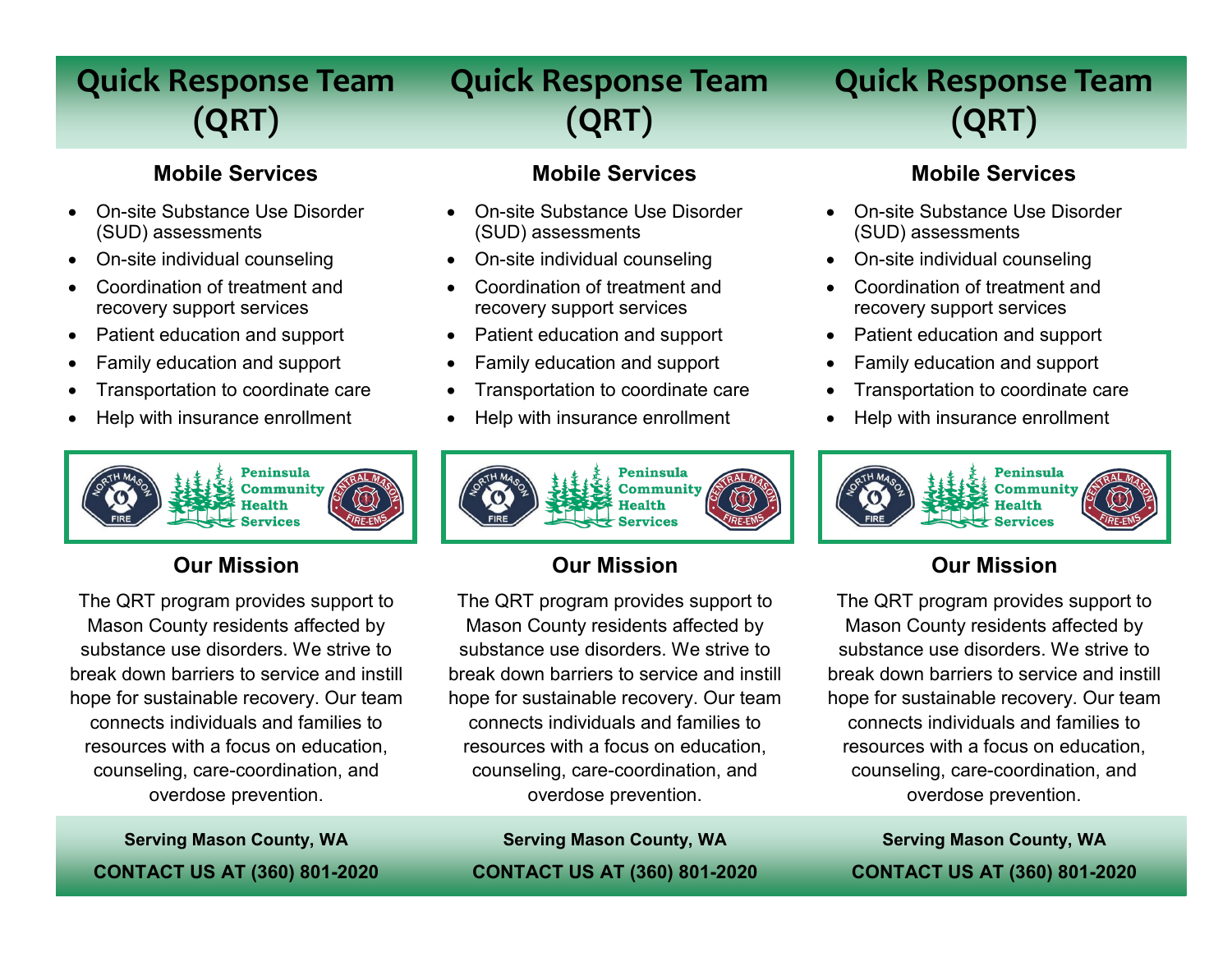# Quick Response Team (QRT)

### Mobile Services

- On-site Substance Use Disorder (SUD) assessments
- On-site individual counseling
- Coordination of treatment and recovery support services
- Patient education and support
- Family education and support
- Transportation to coordinate care
- Help with insurance enrollment

NORTH MASON FIRE | Peninsula Community Health Services | CENTRAL MASON FIRE-EMS

### Our Mission

The QRT program provides support to Mason County residents affected by substance use disorders. We strive to break down barriers to service and instill hope for sustainable recovery. Our team connects individuals and families to resources with a focus on education, counseling, care-coordination, and overdose prevention.

**Serving Mason County, WA**

**CONTACT US AT (360) 801-2020**

# Quick Response Team (QRT)

### Mobile Services

- On-site Substance Use Disorder (SUD) assessments
- On-site individual counseling
- Coordination of treatment and recovery support services
- Patient education and support
- Family education and support
- Transportation to coordinate care
- Help with insurance enrollment

NORTH MASON FIRE | Peninsula Community Health Services | CENTRAL MASON FIRE-EMS

### Our Mission

The QRT program provides support to Mason County residents affected by substance use disorders. We strive to break down barriers to service and instill hope for sustainable recovery. Our team connects individuals and families to resources with a focus on education, counseling, care-coordination, and overdose prevention.

**Serving Mason County, WA**

**CONTACT US AT (360) 801-2020**

# Quick Response Team (QRT)

### Mobile Services

- On-site Substance Use Disorder (SUD) assessments
- On-site individual counseling
- Coordination of treatment and recovery support services
- Patient education and support
- Family education and support
- Transportation to coordinate care
- Help with insurance enrollment

NORTH MASON FIRE | Peninsula Community Health Services | CENTRAL MASON FIRE-EMS

### Our Mission

The QRT program provides support to Mason County residents affected by substance use disorders. We strive to break down barriers to service and instill hope for sustainable recovery. Our team connects individuals and families to resources with a focus on education, counseling, care-coordination, and overdose prevention.

**Serving Mason County, WA**

**CONTACT US AT (360) 801-2020**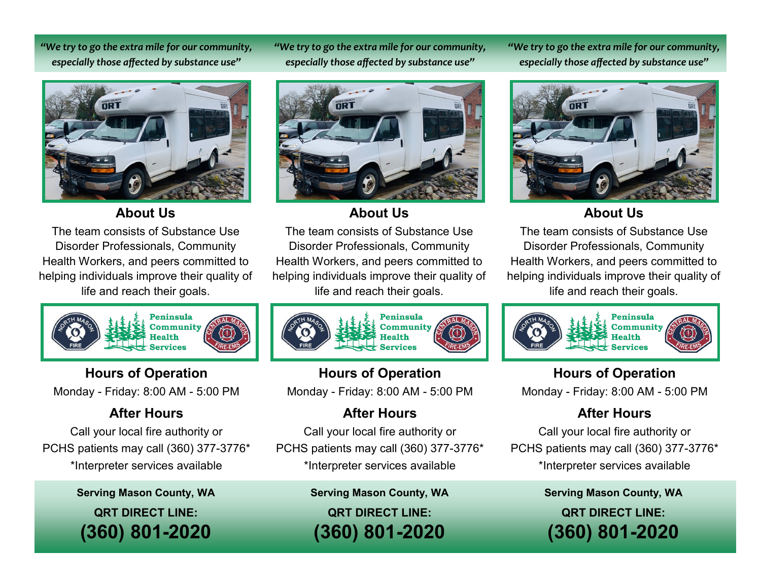*"We try to go the extra mile for our community, especially those affected by substance use"*

## About Us

The team consists of Substance Use Disorder Professionals, Community Health Workers, and peers committed to helping individuals improve their quality of life and reach their goals.

North Mason Fire | Peninsula Community Health Services | Central Mason Fire-EMS

## Hours of Operation

Monday - Friday: 8:00 AM - 5:00 PM

## After Hours

Call your local fire authority or PCHS patients may call (360) 377-3776*

*Interpreter services available

**Serving Mason County, WA**

**QRT DIRECT LINE:**

**(360) 801-2020**

---

*"We try to go the extra mile for our community, especially those affected by substance use"*

## About Us

The team consists of Substance Use Disorder Professionals, Community Health Workers, and peers committed to helping individuals improve their quality of life and reach their goals.

North Mason Fire | Peninsula Community Health Services | Central Mason Fire-EMS

## Hours of Operation

Monday - Friday: 8:00 AM - 5:00 PM

## After Hours

Call your local fire authority or PCHS patients may call (360) 377-3776*

*Interpreter services available

**Serving Mason County, WA**

**QRT DIRECT LINE:**

**(360) 801-2020**

---

*"We try to go the extra mile for our community, especially those affected by substance use"*

## About Us

The team consists of Substance Use Disorder Professionals, Community Health Workers, and peers committed to helping individuals improve their quality of life and reach their goals.

North Mason Fire | Peninsula Community Health Services | Central Mason Fire-EMS

## Hours of Operation

Monday - Friday: 8:00 AM - 5:00 PM

## After Hours

Call your local fire authority or PCHS patients may call (360) 377-3776*

*Interpreter services available

**Serving Mason County, WA**

**QRT DIRECT LINE:**

**(360) 801-2020**